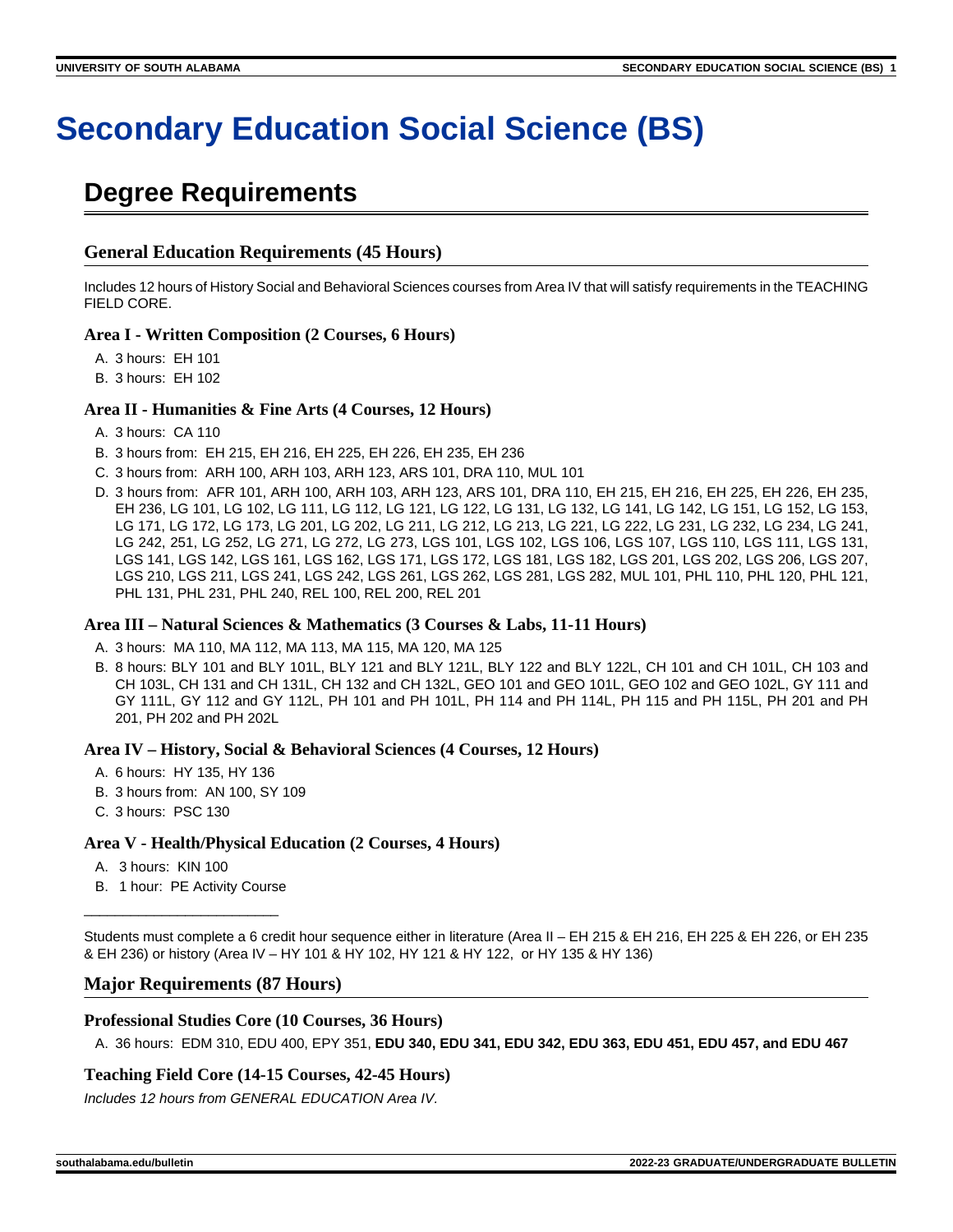# Secondary Education Social Science (BS)

## Degree Requirements

### General Education Requirements (45 Hours)

Includes 12 hours of History Social and Behavioral Sciences courses from Area IV that will satisfy requirements in the TEACHING FIELD CORE.

#### Area I - Written Composition (2 Courses, 6 Hours)

A. 3 hours: EH 101
B. 3 hours: EH 102

#### Area II - Humanities & Fine Arts (4 Courses, 12 Hours)

A. 3 hours: CA 110
B. 3 hours from: EH 215, EH 216, EH 225, EH 226, EH 235, EH 236
C. 3 hours from: ARH 100, ARH 103, ARH 123, ARS 101, DRA 110, MUL 101
D. 3 hours from: AFR 101, ARH 100, ARH 103, ARH 123, ARS 101, DRA 110, EH 215, EH 216, EH 225, EH 226, EH 235, EH 236, LG 101, LG 102, LG 111, LG 112, LG 121, LG 122, LG 131, LG 132, LG 141, LG 142, LG 151, LG 152, LG 153, LG 171, LG 172, LG 173, LG 201, LG 202, LG 211, LG 212, LG 213, LG 221, LG 222, LG 231, LG 232, LG 234, LG 241, LG 242, 251, LG 252, LG 271, LG 272, LG 273, LGS 101, LGS 102, LGS 106, LGS 107, LGS 110, LGS 111, LGS 131, LGS 141, LGS 142, LGS 161, LGS 162, LGS 171, LGS 172, LGS 181, LGS 182, LGS 201, LGS 202, LGS 206, LGS 207, LGS 210, LGS 211, LGS 241, LGS 242, LGS 261, LGS 262, LGS 281, LGS 282, MUL 101, PHL 110, PHL 120, PHL 121, PHL 131, PHL 231, PHL 240, REL 100, REL 200, REL 201

#### Area III – Natural Sciences & Mathematics (3 Courses & Labs, 11-11 Hours)

A. 3 hours: MA 110, MA 112, MA 113, MA 115, MA 120, MA 125
B. 8 hours: BLY 101 and BLY 101L, BLY 121 and BLY 121L, BLY 122 and BLY 122L, CH 101 and CH 101L, CH 103 and CH 103L, CH 131 and CH 131L, CH 132 and CH 132L, GEO 101 and GEO 101L, GEO 102 and GEO 102L, GY 111 and GY 111L, GY 112 and GY 112L, PH 101 and PH 101L, PH 114 and PH 114L, PH 115 and PH 115L, PH 201 and PH 201, PH 202 and PH 202L

#### Area IV – History, Social & Behavioral Sciences (4 Courses, 12 Hours)

A. 6 hours: HY 135, HY 136
B. 3 hours from: AN 100, SY 109
C. 3 hours: PSC 130

#### Area V - Health/Physical Education (2 Courses, 4 Hours)

A. 3 hours: KIN 100
B. 1 hour: PE Activity Course

___________________________

Students must complete a 6 credit hour sequence either in literature (Area II – EH 215 & EH 216, EH 225 & EH 226, or EH 235 & EH 236) or history (Area IV – HY 101 & HY 102, HY 121 & HY 122, or HY 135 & HY 136)

### Major Requirements (87 Hours)

#### Professional Studies Core (10 Courses, 36 Hours)

A. 36 hours: EDM 310, EDU 400, EPY 351, **EDU 340, EDU 341, EDU 342, EDU 363, EDU 451, EDU 457, and EDU 467**

#### Teaching Field Core (14-15 Courses, 42-45 Hours)

*Includes 12 hours from GENERAL EDUCATION Area IV.*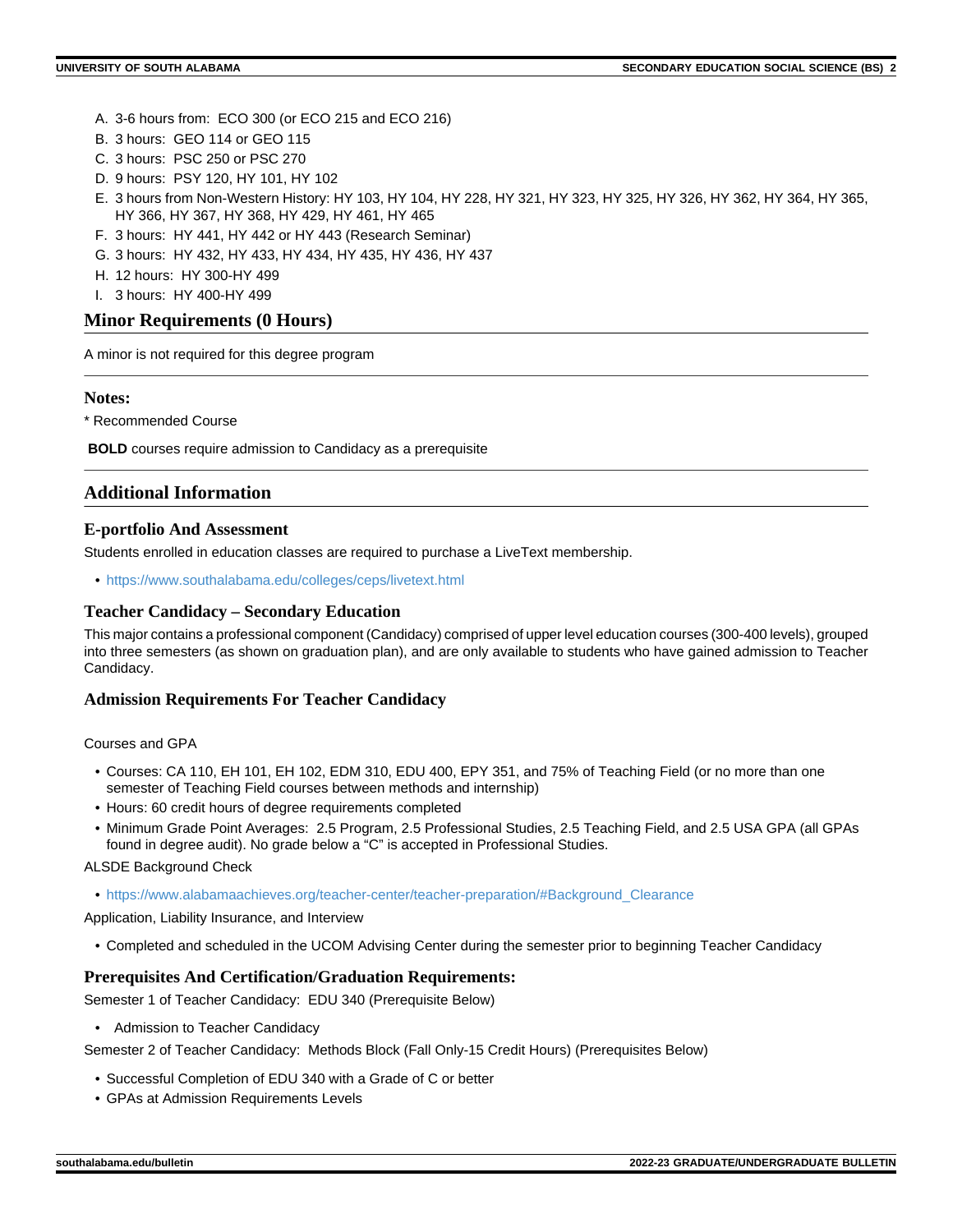A. 3-6 hours from: ECO 300 (or ECO 215 and ECO 216)
B. 3 hours: GEO 114 or GEO 115
C. 3 hours: PSC 250 or PSC 270
D. 9 hours: PSY 120, HY 101, HY 102
E. 3 hours from Non-Western History: HY 103, HY 104, HY 228, HY 321, HY 323, HY 325, HY 326, HY 362, HY 364, HY 365, HY 366, HY 367, HY 368, HY 429, HY 461, HY 465
F. 3 hours: HY 441, HY 442 or HY 443 (Research Seminar)
G. 3 hours: HY 432, HY 433, HY 434, HY 435, HY 436, HY 437
H. 12 hours: HY 300-HY 499
I. 3 hours: HY 400-HY 499

## Minor Requirements (0 Hours)

A minor is not required for this degree program

---

### Notes:

* Recommended Course

**BOLD** courses require admission to Candidacy as a prerequisite

---

## Additional Information

### E-portfolio And Assessment

Students enrolled in education classes are required to purchase a LiveText membership.

- https://www.southalabama.edu/colleges/ceps/livetext.html

### Teacher Candidacy – Secondary Education

This major contains a professional component (Candidacy) comprised of upper level education courses (300-400 levels), grouped into three semesters (as shown on graduation plan), and are only available to students who have gained admission to Teacher Candidacy.

### Admission Requirements For Teacher Candidacy

Courses and GPA

- Courses: CA 110, EH 101, EH 102, EDM 310, EDU 400, EPY 351, and 75% of Teaching Field (or no more than one semester of Teaching Field courses between methods and internship)
- Hours: 60 credit hours of degree requirements completed
- Minimum Grade Point Averages: 2.5 Program, 2.5 Professional Studies, 2.5 Teaching Field, and 2.5 USA GPA (all GPAs found in degree audit). No grade below a "C" is accepted in Professional Studies.

ALSDE Background Check

- https://www.alabamaachieves.org/teacher-center/teacher-preparation/#Background_Clearance

Application, Liability Insurance, and Interview

- Completed and scheduled in the UCOM Advising Center during the semester prior to beginning Teacher Candidacy

### Prerequisites And Certification/Graduation Requirements:

Semester 1 of Teacher Candidacy: EDU 340 (Prerequisite Below)

- Admission to Teacher Candidacy

Semester 2 of Teacher Candidacy: Methods Block (Fall Only-15 Credit Hours) (Prerequisites Below)

- Successful Completion of EDU 340 with a Grade of C or better
- GPAs at Admission Requirements Levels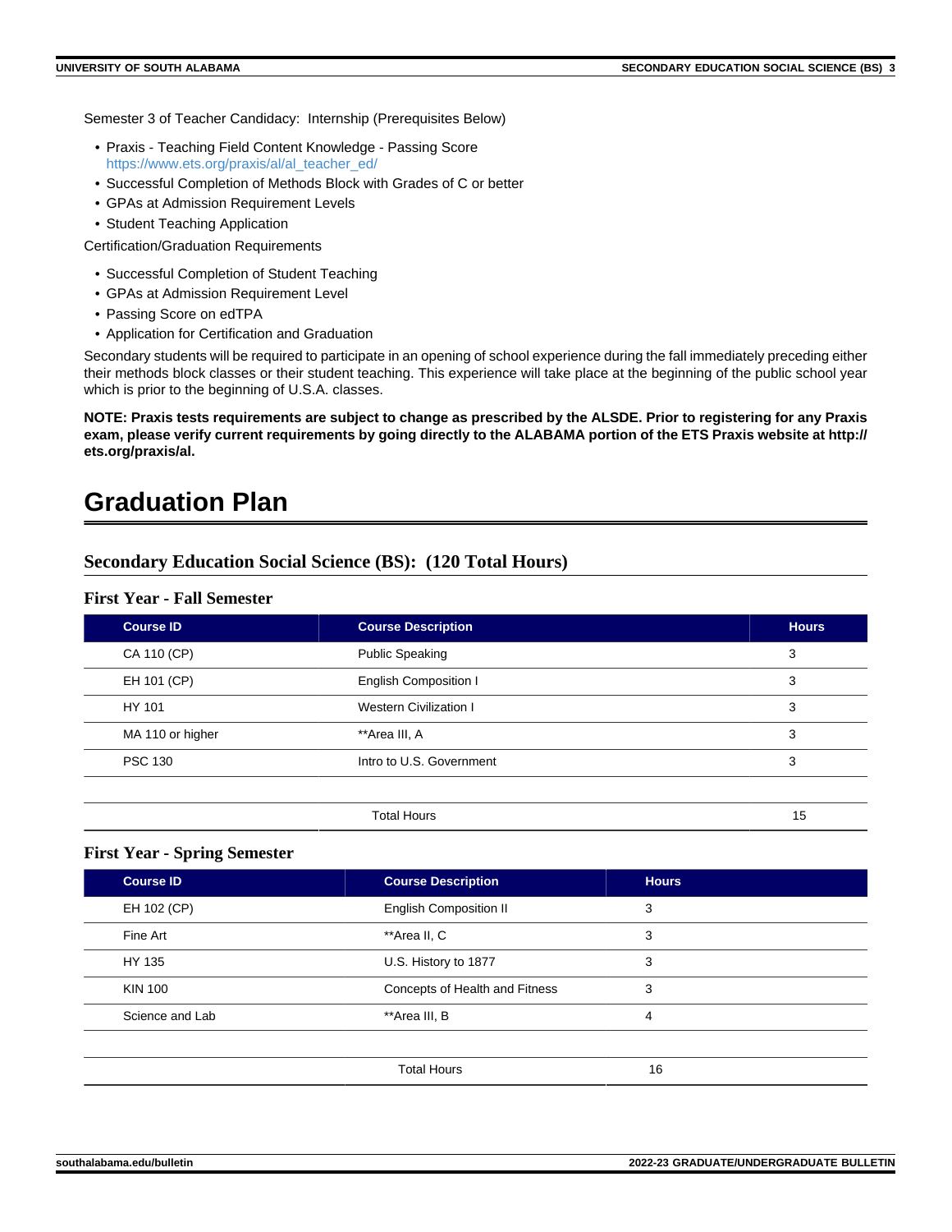Semester 3 of Teacher Candidacy: Internship (Prerequisites Below)

- Praxis - Teaching Field Content Knowledge - Passing Score https://www.ets.org/praxis/al/al_teacher_ed/
- Successful Completion of Methods Block with Grades of C or better
- GPAs at Admission Requirement Levels
- Student Teaching Application

Certification/Graduation Requirements

- Successful Completion of Student Teaching
- GPAs at Admission Requirement Level
- Passing Score on edTPA
- Application for Certification and Graduation

Secondary students will be required to participate in an opening of school experience during the fall immediately preceding either their methods block classes or their student teaching. This experience will take place at the beginning of the public school year which is prior to the beginning of U.S.A. classes.

**NOTE: Praxis tests requirements are subject to change as prescribed by the ALSDE. Prior to registering for any Praxis exam, please verify current requirements by going directly to the ALABAMA portion of the ETS Praxis website at http://ets.org/praxis/al.**

# Graduation Plan

## Secondary Education Social Science (BS): (120 Total Hours)

### First Year - Fall Semester

| Course ID | Course Description | Hours |
|---|---|---|
| CA 110 (CP) | Public Speaking | 3 |
| EH 101 (CP) | English Composition I | 3 |
| HY 101 | Western Civilization I | 3 |
| MA 110 or higher | **Area III, A | 3 |
| PSC 130 | Intro to U.S. Government | 3 |
| | | |
| | Total Hours | 15 |

### First Year - Spring Semester

| Course ID | Course Description | Hours |
|---|---|---|
| EH 102 (CP) | English Composition II | 3 |
| Fine Art | **Area II, C | 3 |
| HY 135 | U.S. History to 1877 | 3 |
| KIN 100 | Concepts of Health and Fitness | 3 |
| Science and Lab | **Area III, B | 4 |
| | | |
| | Total Hours | 16 |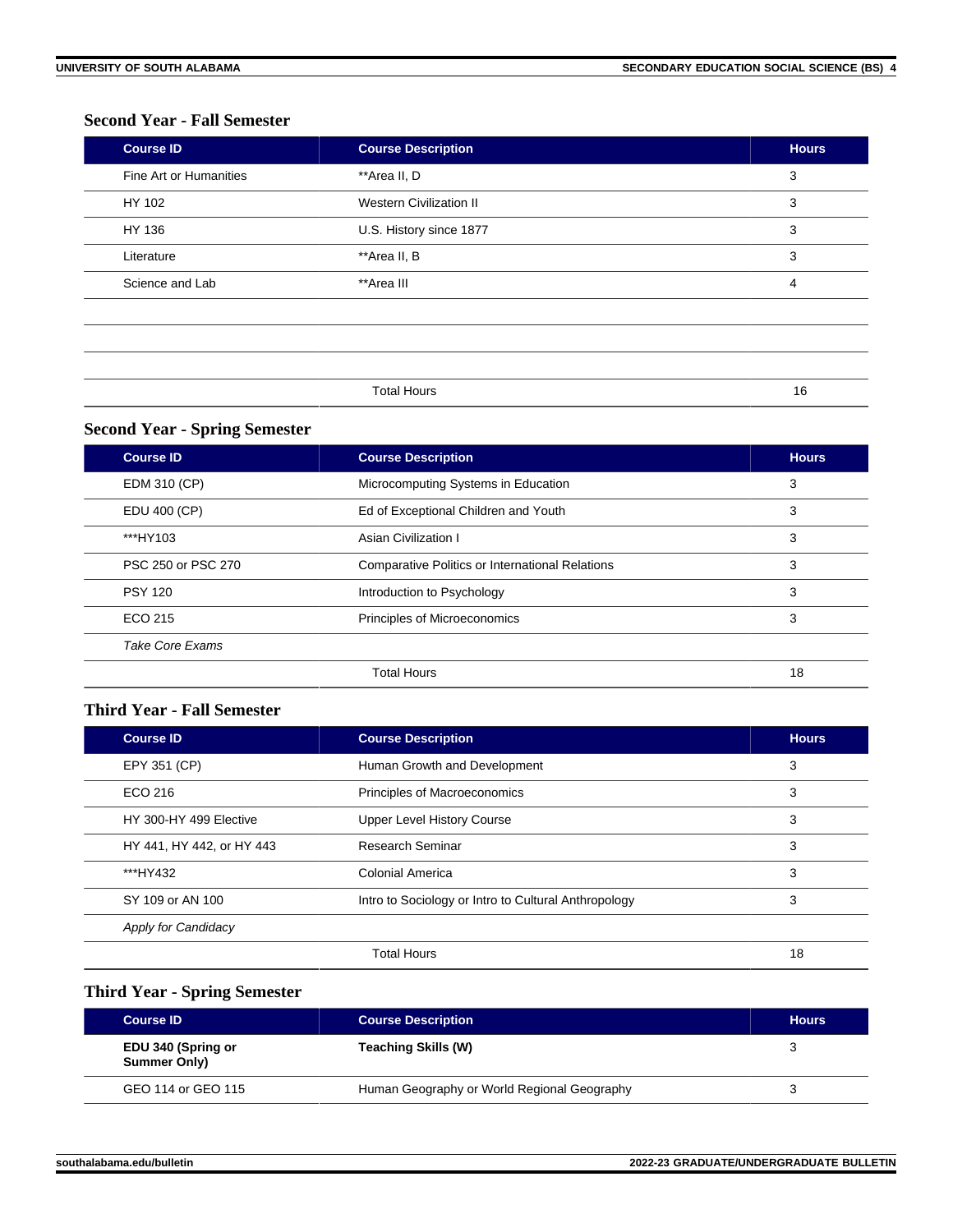### Second Year - Fall Semester

| Course ID | Course Description | Hours |
|---|---|---|
| Fine Art or Humanities | **Area II, D | 3 |
| HY 102 | Western Civilization II | 3 |
| HY 136 | U.S. History since 1877 | 3 |
| Literature | **Area II, B | 3 |
| Science and Lab | **Area III | 4 |
| | | |
| | | |
| | | |
| | Total Hours | 16 |

### Second Year - Spring Semester

| Course ID | Course Description | Hours |
|---|---|---|
| EDM 310 (CP) | Microcomputing Systems in Education | 3 |
| EDU 400 (CP) | Ed of Exceptional Children and Youth | 3 |
| ***HY103 | Asian Civilization I | 3 |
| PSC 250 or PSC 270 | Comparative Politics or International Relations | 3 |
| PSY 120 | Introduction to Psychology | 3 |
| ECO 215 | Principles of Microeconomics | 3 |
| *Take Core Exams* | | |
| | Total Hours | 18 |

### Third Year - Fall Semester

| Course ID | Course Description | Hours |
|---|---|---|
| EPY 351 (CP) | Human Growth and Development | 3 |
| ECO 216 | Principles of Macroeconomics | 3 |
| HY 300-HY 499 Elective | Upper Level History Course | 3 |
| HY 441, HY 442, or HY 443 | Research Seminar | 3 |
| ***HY432 | Colonial America | 3 |
| SY 109 or AN 100 | Intro to Sociology or Intro to Cultural Anthropology | 3 |
| *Apply for Candidacy* | | |
| | Total Hours | 18 |

### Third Year - Spring Semester

| Course ID | Course Description | Hours |
|---|---|---|
| **EDU 340 (Spring or Summer Only)** | **Teaching Skills (W)** | 3 |
| GEO 114 or GEO 115 | Human Geography or World Regional Geography | 3 |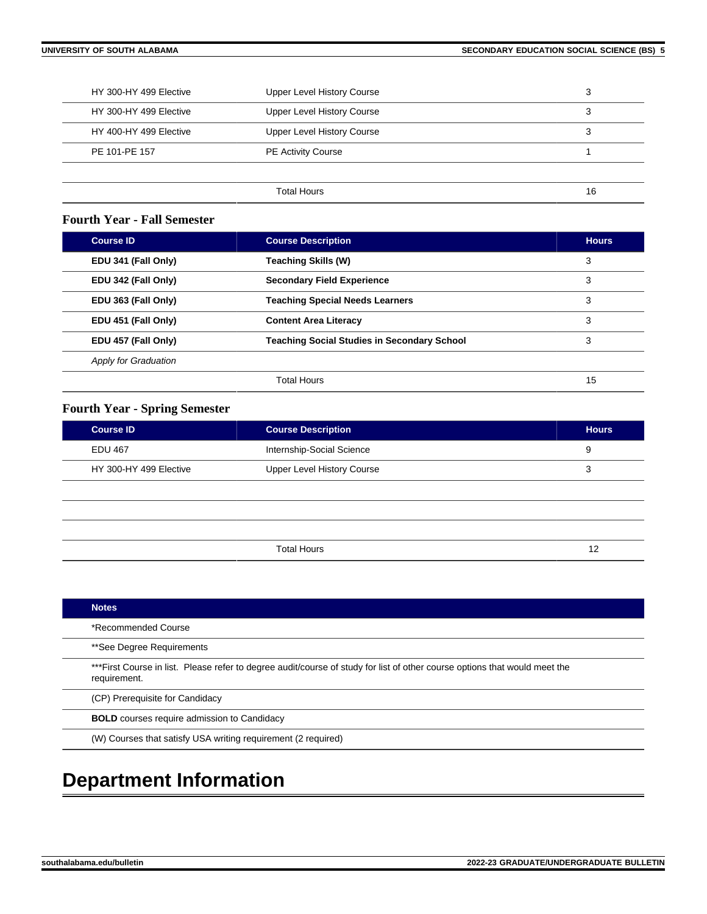| | | |
|---|---|---|
| HY 300-HY 499 Elective | Upper Level History Course | 3 |
| HY 300-HY 499 Elective | Upper Level History Course | 3 |
| HY 400-HY 499 Elective | Upper Level History Course | 3 |
| PE 101-PE 157 | PE Activity Course | 1 |
| | | |
| | Total Hours | 16 |

### Fourth Year - Fall Semester

| Course ID | Course Description | Hours |
|---|---|---|
| **EDU 341 (Fall Only)** | **Teaching Skills (W)** | 3 |
| **EDU 342 (Fall Only)** | **Secondary Field Experience** | 3 |
| **EDU 363 (Fall Only)** | **Teaching Special Needs Learners** | 3 |
| **EDU 451 (Fall Only)** | **Content Area Literacy** | 3 |
| **EDU 457 (Fall Only)** | **Teaching Social Studies in Secondary School** | 3 |
| *Apply for Graduation* | | |
| | Total Hours | 15 |

### Fourth Year - Spring Semester

| Course ID | Course Description | Hours |
|---|---|---|
| EDU 467 | Internship-Social Science | 9 |
| HY 300-HY 499 Elective | Upper Level History Course | 3 |
| | | |
| | | |
| | | |
| | Total Hours | 12 |

| Notes |
|---|
| *Recommended Course |
| **See Degree Requirements |
| ***First Course in list. Please refer to degree audit/course of study for list of other course options that would meet the requirement. |
| (CP) Prerequisite for Candidacy |
| **BOLD** courses require admission to Candidacy |
| (W) Courses that satisfy USA writing requirement (2 required) |

# Department Information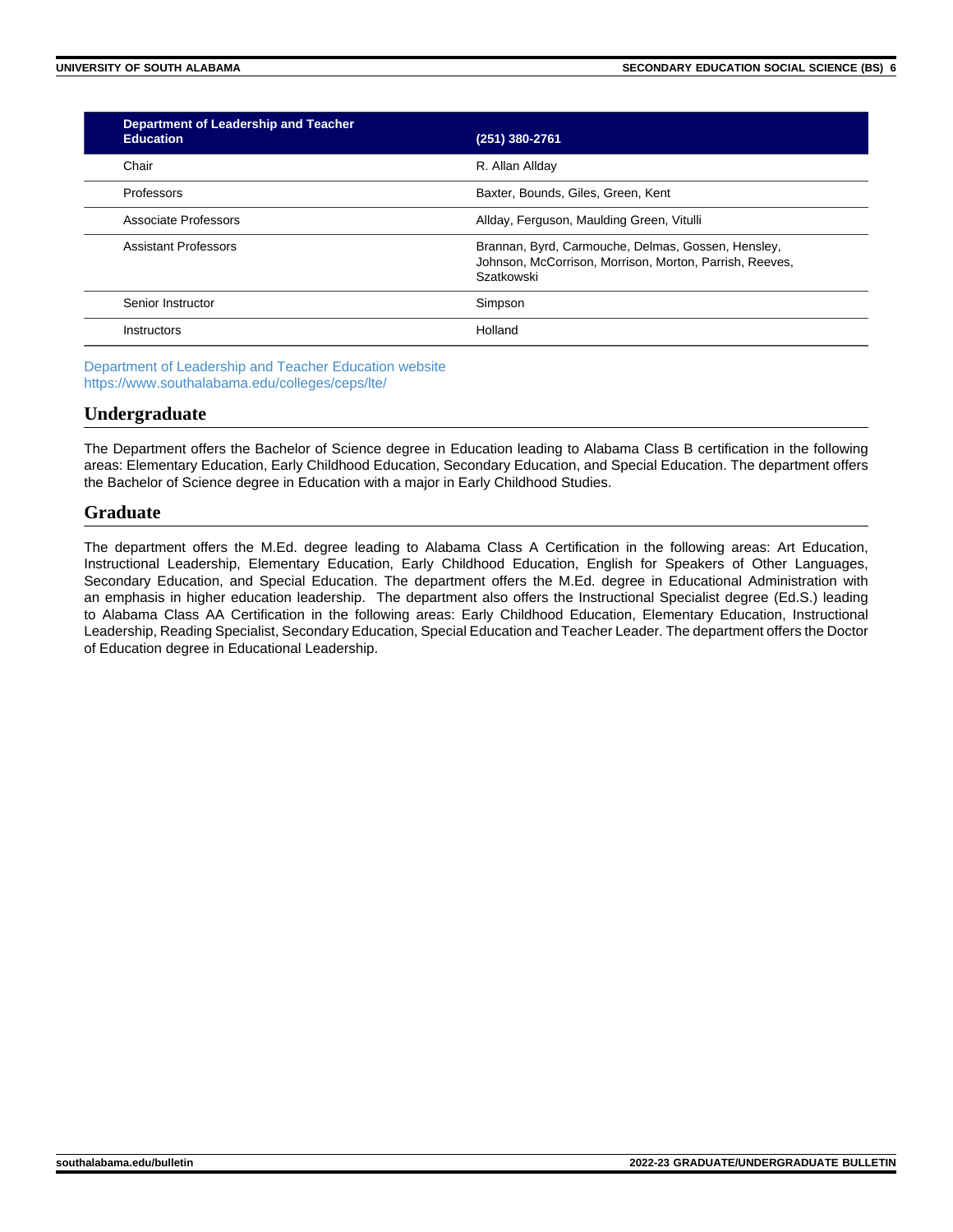| Department of Leadership and Teacher Education | (251) 380-2761 |
| --- | --- |
| Chair | R. Allan Allday |
| Professors | Baxter, Bounds, Giles, Green, Kent |
| Associate Professors | Allday, Ferguson, Maulding Green, Vitulli |
| Assistant Professors | Brannan, Byrd, Carmouche, Delmas, Gossen, Hensley, Johnson, McCorrison, Morrison, Morton, Parrish, Reeves, Szatkowski |
| Senior Instructor | Simpson |
| Instructors | Holland |

Department of Leadership and Teacher Education website
https://www.southalabama.edu/colleges/ceps/lte/

## Undergraduate

The Department offers the Bachelor of Science degree in Education leading to Alabama Class B certification in the following areas: Elementary Education, Early Childhood Education, Secondary Education, and Special Education. The department offers the Bachelor of Science degree in Education with a major in Early Childhood Studies.

## Graduate

The department offers the M.Ed. degree leading to Alabama Class A Certification in the following areas: Art Education, Instructional Leadership, Elementary Education, Early Childhood Education, English for Speakers of Other Languages, Secondary Education, and Special Education. The department offers the M.Ed. degree in Educational Administration with an emphasis in higher education leadership. The department also offers the Instructional Specialist degree (Ed.S.) leading to Alabama Class AA Certification in the following areas: Early Childhood Education, Elementary Education, Instructional Leadership, Reading Specialist, Secondary Education, Special Education and Teacher Leader. The department offers the Doctor of Education degree in Educational Leadership.